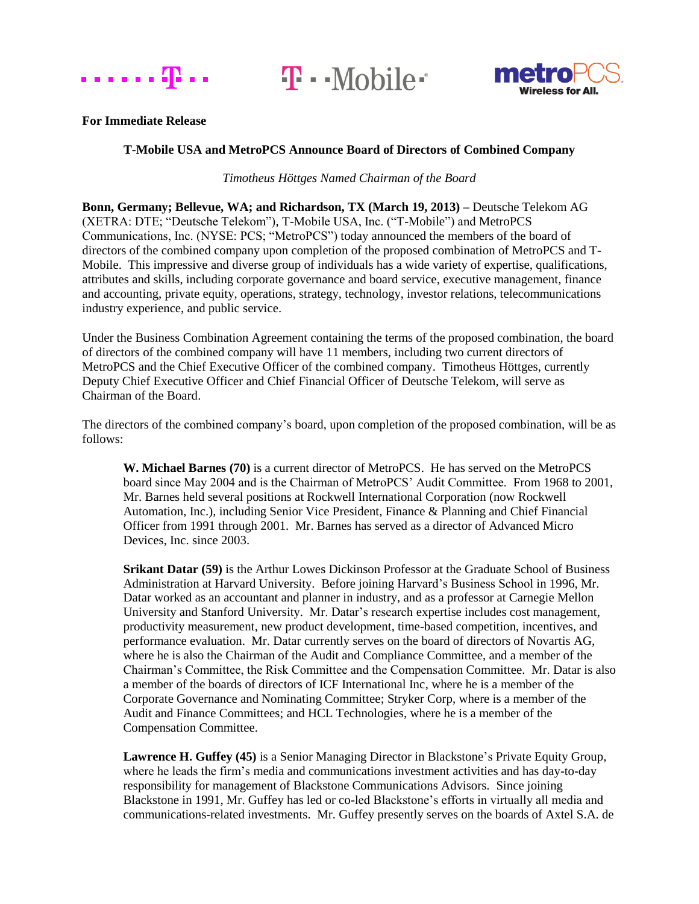**For Immediate Release**

## T-Mobile USA and MetroPCS Announce Board of Directors of Combined Company

*Timotheus Höttges Named Chairman of the Board*

**Bonn, Germany; Bellevue, WA; and Richardson, TX (March 19, 2013) –** Deutsche Telekom AG (XETRA: DTE; "Deutsche Telekom"), T-Mobile USA, Inc. ("T-Mobile") and MetroPCS Communications, Inc. (NYSE: PCS; "MetroPCS") today announced the members of the board of directors of the combined company upon completion of the proposed combination of MetroPCS and T-Mobile. This impressive and diverse group of individuals has a wide variety of expertise, qualifications, attributes and skills, including corporate governance and board service, executive management, finance and accounting, private equity, operations, strategy, technology, investor relations, telecommunications industry experience, and public service.

Under the Business Combination Agreement containing the terms of the proposed combination, the board of directors of the combined company will have 11 members, including two current directors of MetroPCS and the Chief Executive Officer of the combined company. Timotheus Höttges, currently Deputy Chief Executive Officer and Chief Financial Officer of Deutsche Telekom, will serve as Chairman of the Board.

The directors of the combined company's board, upon completion of the proposed combination, will be as follows:

**W. Michael Barnes (70)** is a current director of MetroPCS. He has served on the MetroPCS board since May 2004 and is the Chairman of MetroPCS' Audit Committee. From 1968 to 2001, Mr. Barnes held several positions at Rockwell International Corporation (now Rockwell Automation, Inc.), including Senior Vice President, Finance & Planning and Chief Financial Officer from 1991 through 2001. Mr. Barnes has served as a director of Advanced Micro Devices, Inc. since 2003.

**Srikant Datar (59)** is the Arthur Lowes Dickinson Professor at the Graduate School of Business Administration at Harvard University. Before joining Harvard's Business School in 1996, Mr. Datar worked as an accountant and planner in industry, and as a professor at Carnegie Mellon University and Stanford University. Mr. Datar's research expertise includes cost management, productivity measurement, new product development, time-based competition, incentives, and performance evaluation. Mr. Datar currently serves on the board of directors of Novartis AG, where he is also the Chairman of the Audit and Compliance Committee, and a member of the Chairman's Committee, the Risk Committee and the Compensation Committee. Mr. Datar is also a member of the boards of directors of ICF International Inc, where he is a member of the Corporate Governance and Nominating Committee; Stryker Corp, where is a member of the Audit and Finance Committees; and HCL Technologies, where he is a member of the Compensation Committee.

**Lawrence H. Guffey (45)** is a Senior Managing Director in Blackstone's Private Equity Group, where he leads the firm's media and communications investment activities and has day-to-day responsibility for management of Blackstone Communications Advisors. Since joining Blackstone in 1991, Mr. Guffey has led or co-led Blackstone's efforts in virtually all media and communications-related investments. Mr. Guffey presently serves on the boards of Axtel S.A. de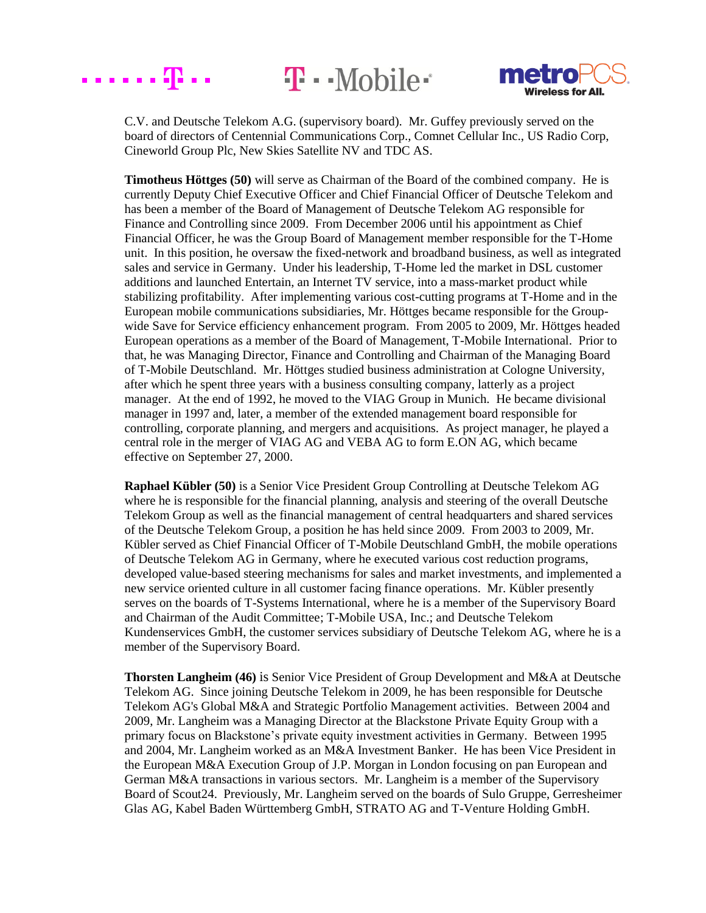C.V. and Deutsche Telekom A.G. (supervisory board). Mr. Guffey previously served on the board of directors of Centennial Communications Corp., Comnet Cellular Inc., US Radio Corp, Cineworld Group Plc, New Skies Satellite NV and TDC AS.

**Timotheus Höttges (50)** will serve as Chairman of the Board of the combined company. He is currently Deputy Chief Executive Officer and Chief Financial Officer of Deutsche Telekom and has been a member of the Board of Management of Deutsche Telekom AG responsible for Finance and Controlling since 2009. From December 2006 until his appointment as Chief Financial Officer, he was the Group Board of Management member responsible for the T-Home unit. In this position, he oversaw the fixed-network and broadband business, as well as integrated sales and service in Germany. Under his leadership, T-Home led the market in DSL customer additions and launched Entertain, an Internet TV service, into a mass-market product while stabilizing profitability. After implementing various cost-cutting programs at T-Home and in the European mobile communications subsidiaries, Mr. Höttges became responsible for the Group-wide Save for Service efficiency enhancement program. From 2005 to 2009, Mr. Höttges headed European operations as a member of the Board of Management, T-Mobile International. Prior to that, he was Managing Director, Finance and Controlling and Chairman of the Managing Board of T-Mobile Deutschland. Mr. Höttges studied business administration at Cologne University, after which he spent three years with a business consulting company, latterly as a project manager. At the end of 1992, he moved to the VIAG Group in Munich. He became divisional manager in 1997 and, later, a member of the extended management board responsible for controlling, corporate planning, and mergers and acquisitions. As project manager, he played a central role in the merger of VIAG AG and VEBA AG to form E.ON AG, which became effective on September 27, 2000.

**Raphael Kübler (50)** is a Senior Vice President Group Controlling at Deutsche Telekom AG where he is responsible for the financial planning, analysis and steering of the overall Deutsche Telekom Group as well as the financial management of central headquarters and shared services of the Deutsche Telekom Group, a position he has held since 2009. From 2003 to 2009, Mr. Kübler served as Chief Financial Officer of T-Mobile Deutschland GmbH, the mobile operations of Deutsche Telekom AG in Germany, where he executed various cost reduction programs, developed value-based steering mechanisms for sales and market investments, and implemented a new service oriented culture in all customer facing finance operations. Mr. Kübler presently serves on the boards of T-Systems International, where he is a member of the Supervisory Board and Chairman of the Audit Committee; T-Mobile USA, Inc.; and Deutsche Telekom Kundenservices GmbH, the customer services subsidiary of Deutsche Telekom AG, where he is a member of the Supervisory Board.

**Thorsten Langheim (46)** is Senior Vice President of Group Development and M&A at Deutsche Telekom AG. Since joining Deutsche Telekom in 2009, he has been responsible for Deutsche Telekom AG's Global M&A and Strategic Portfolio Management activities. Between 2004 and 2009, Mr. Langheim was a Managing Director at the Blackstone Private Equity Group with a primary focus on Blackstone's private equity investment activities in Germany. Between 1995 and 2004, Mr. Langheim worked as an M&A Investment Banker. He has been Vice President in the European M&A Execution Group of J.P. Morgan in London focusing on pan European and German M&A transactions in various sectors. Mr. Langheim is a member of the Supervisory Board of Scout24. Previously, Mr. Langheim served on the boards of Sulo Gruppe, Gerresheimer Glas AG, Kabel Baden Württemberg GmbH, STRATO AG and T-Venture Holding GmbH.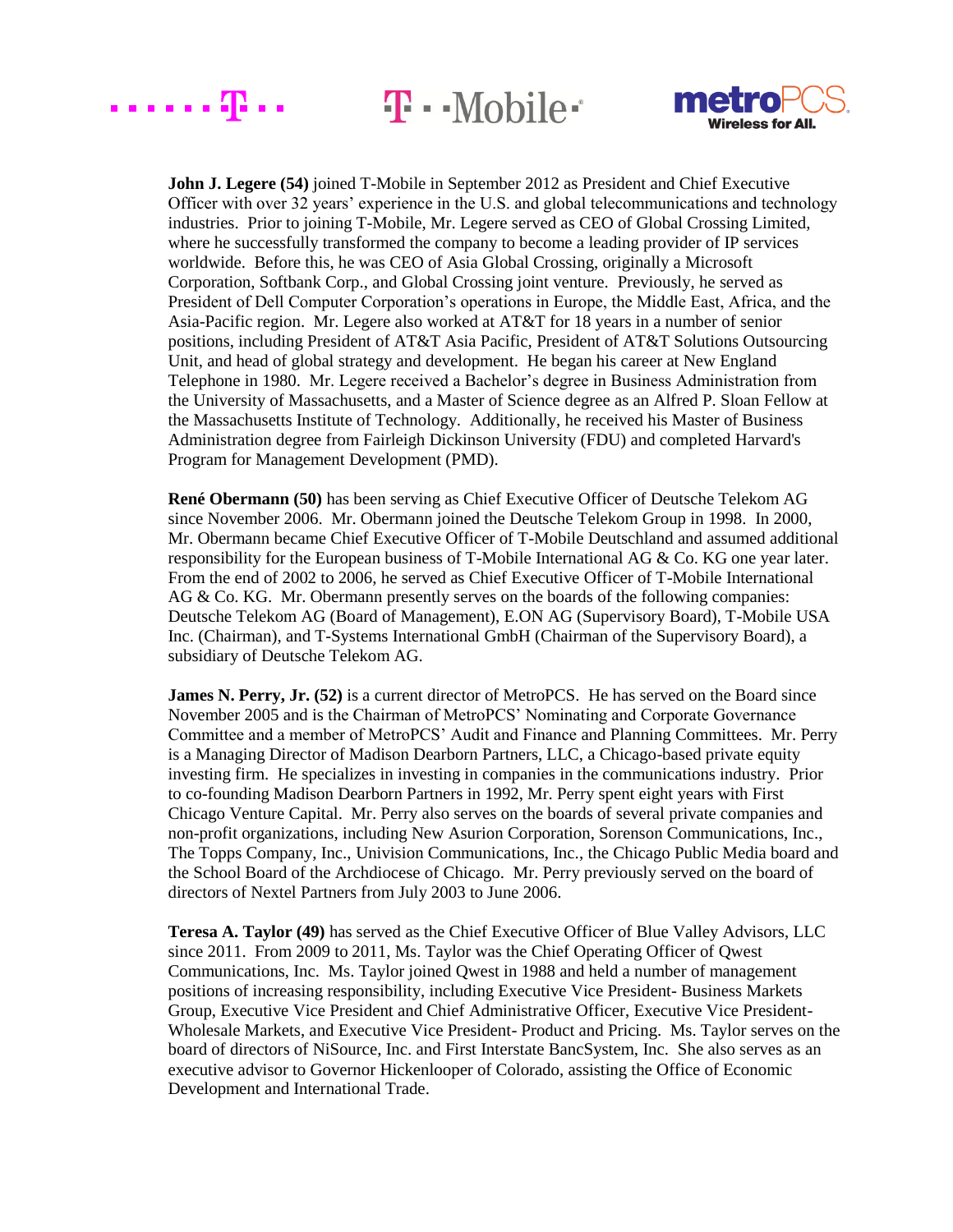**John J. Legere (54)** joined T-Mobile in September 2012 as President and Chief Executive Officer with over 32 years' experience in the U.S. and global telecommunications and technology industries. Prior to joining T-Mobile, Mr. Legere served as CEO of Global Crossing Limited, where he successfully transformed the company to become a leading provider of IP services worldwide. Before this, he was CEO of Asia Global Crossing, originally a Microsoft Corporation, Softbank Corp., and Global Crossing joint venture. Previously, he served as President of Dell Computer Corporation's operations in Europe, the Middle East, Africa, and the Asia-Pacific region. Mr. Legere also worked at AT&T for 18 years in a number of senior positions, including President of AT&T Asia Pacific, President of AT&T Solutions Outsourcing Unit, and head of global strategy and development. He began his career at New England Telephone in 1980. Mr. Legere received a Bachelor's degree in Business Administration from the University of Massachusetts, and a Master of Science degree as an Alfred P. Sloan Fellow at the Massachusetts Institute of Technology. Additionally, he received his Master of Business Administration degree from Fairleigh Dickinson University (FDU) and completed Harvard's Program for Management Development (PMD).

**René Obermann (50)** has been serving as Chief Executive Officer of Deutsche Telekom AG since November 2006. Mr. Obermann joined the Deutsche Telekom Group in 1998. In 2000, Mr. Obermann became Chief Executive Officer of T-Mobile Deutschland and assumed additional responsibility for the European business of T-Mobile International AG & Co. KG one year later. From the end of 2002 to 2006, he served as Chief Executive Officer of T-Mobile International AG & Co. KG. Mr. Obermann presently serves on the boards of the following companies: Deutsche Telekom AG (Board of Management), E.ON AG (Supervisory Board), T-Mobile USA Inc. (Chairman), and T-Systems International GmbH (Chairman of the Supervisory Board), a subsidiary of Deutsche Telekom AG.

**James N. Perry, Jr. (52)** is a current director of MetroPCS. He has served on the Board since November 2005 and is the Chairman of MetroPCS' Nominating and Corporate Governance Committee and a member of MetroPCS' Audit and Finance and Planning Committees. Mr. Perry is a Managing Director of Madison Dearborn Partners, LLC, a Chicago-based private equity investing firm. He specializes in investing in companies in the communications industry. Prior to co-founding Madison Dearborn Partners in 1992, Mr. Perry spent eight years with First Chicago Venture Capital. Mr. Perry also serves on the boards of several private companies and non-profit organizations, including New Asurion Corporation, Sorenson Communications, Inc., The Topps Company, Inc., Univision Communications, Inc., the Chicago Public Media board and the School Board of the Archdiocese of Chicago. Mr. Perry previously served on the board of directors of Nextel Partners from July 2003 to June 2006.

**Teresa A. Taylor (49)** has served as the Chief Executive Officer of Blue Valley Advisors, LLC since 2011. From 2009 to 2011, Ms. Taylor was the Chief Operating Officer of Qwest Communications, Inc. Ms. Taylor joined Qwest in 1988 and held a number of management positions of increasing responsibility, including Executive Vice President- Business Markets Group, Executive Vice President and Chief Administrative Officer, Executive Vice President- Wholesale Markets, and Executive Vice President- Product and Pricing. Ms. Taylor serves on the board of directors of NiSource, Inc. and First Interstate BancSystem, Inc. She also serves as an executive advisor to Governor Hickenlooper of Colorado, assisting the Office of Economic Development and International Trade.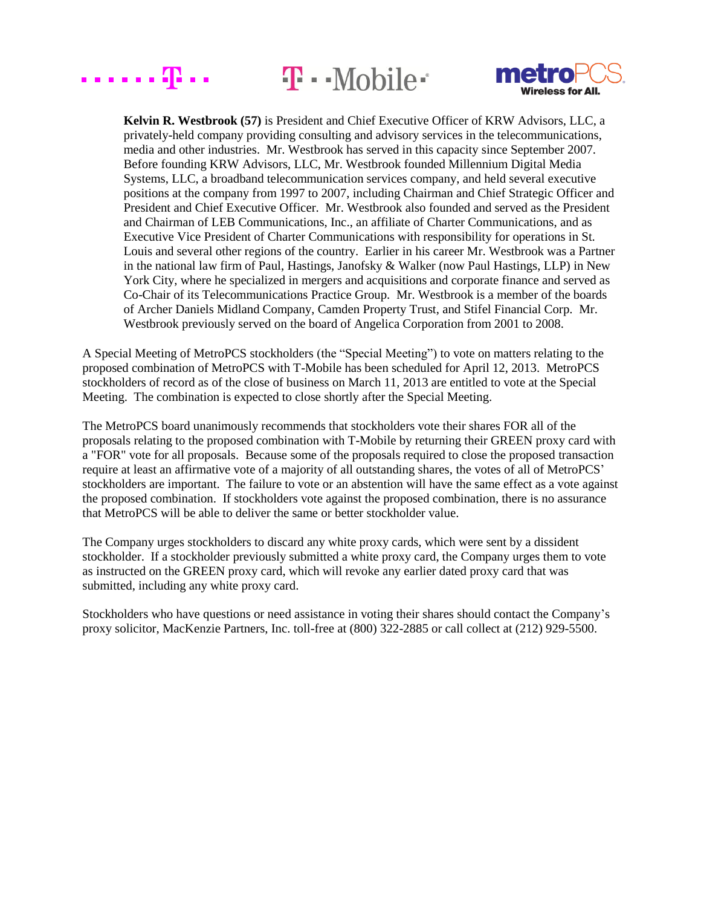**Kelvin R. Westbrook (57)** is President and Chief Executive Officer of KRW Advisors, LLC, a privately-held company providing consulting and advisory services in the telecommunications, media and other industries. Mr. Westbrook has served in this capacity since September 2007. Before founding KRW Advisors, LLC, Mr. Westbrook founded Millennium Digital Media Systems, LLC, a broadband telecommunication services company, and held several executive positions at the company from 1997 to 2007, including Chairman and Chief Strategic Officer and President and Chief Executive Officer. Mr. Westbrook also founded and served as the President and Chairman of LEB Communications, Inc., an affiliate of Charter Communications, and as Executive Vice President of Charter Communications with responsibility for operations in St. Louis and several other regions of the country. Earlier in his career Mr. Westbrook was a Partner in the national law firm of Paul, Hastings, Janofsky & Walker (now Paul Hastings, LLP) in New York City, where he specialized in mergers and acquisitions and corporate finance and served as Co-Chair of its Telecommunications Practice Group. Mr. Westbrook is a member of the boards of Archer Daniels Midland Company, Camden Property Trust, and Stifel Financial Corp. Mr. Westbrook previously served on the board of Angelica Corporation from 2001 to 2008.

A Special Meeting of MetroPCS stockholders (the "Special Meeting") to vote on matters relating to the proposed combination of MetroPCS with T-Mobile has been scheduled for April 12, 2013. MetroPCS stockholders of record as of the close of business on March 11, 2013 are entitled to vote at the Special Meeting. The combination is expected to close shortly after the Special Meeting.

The MetroPCS board unanimously recommends that stockholders vote their shares FOR all of the proposals relating to the proposed combination with T-Mobile by returning their GREEN proxy card with a "FOR" vote for all proposals. Because some of the proposals required to close the proposed transaction require at least an affirmative vote of a majority of all outstanding shares, the votes of all of MetroPCS' stockholders are important. The failure to vote or an abstention will have the same effect as a vote against the proposed combination. If stockholders vote against the proposed combination, there is no assurance that MetroPCS will be able to deliver the same or better stockholder value.

The Company urges stockholders to discard any white proxy cards, which were sent by a dissident stockholder. If a stockholder previously submitted a white proxy card, the Company urges them to vote as instructed on the GREEN proxy card, which will revoke any earlier dated proxy card that was submitted, including any white proxy card.

Stockholders who have questions or need assistance in voting their shares should contact the Company's proxy solicitor, MacKenzie Partners, Inc. toll-free at (800) 322-2885 or call collect at (212) 929-5500.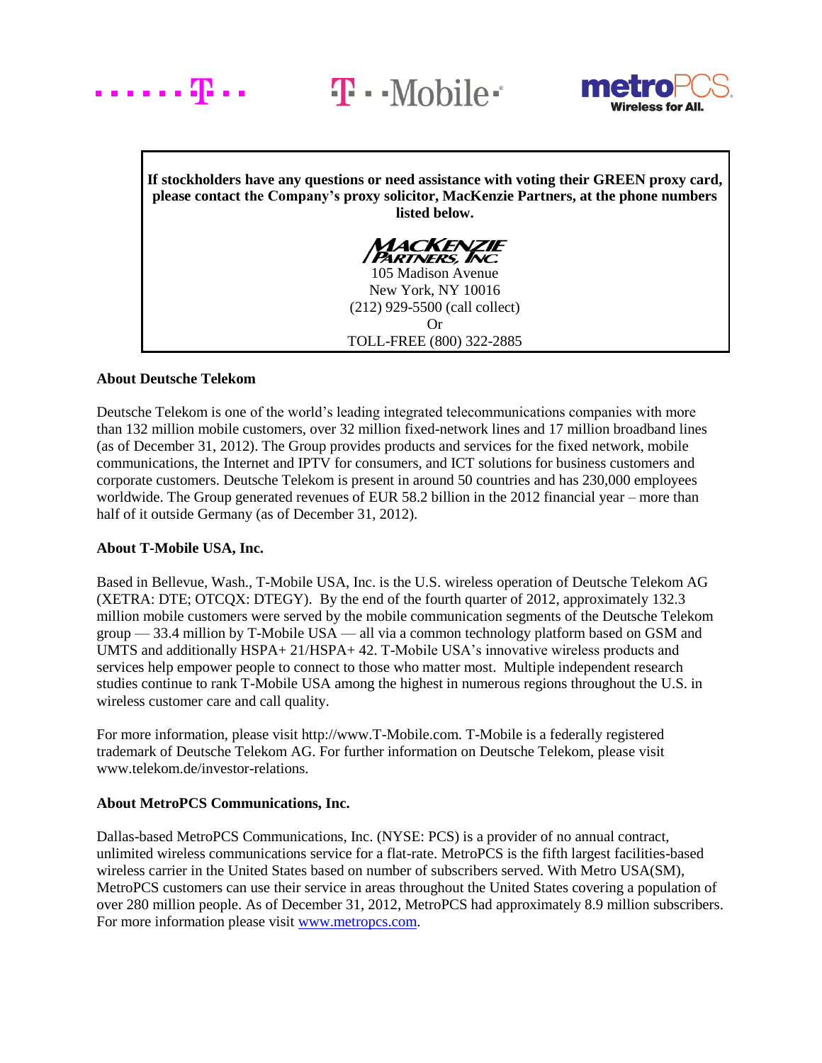**If stockholders have any questions or need assistance with voting their GREEN proxy card, please contact the Company's proxy solicitor, MacKenzie Partners, at the phone numbers listed below.**

MACKENZIE PARTNERS, INC.
105 Madison Avenue
New York, NY 10016
(212) 929-5500 (call collect)
Or
TOLL-FREE (800) 322-2885

**About Deutsche Telekom**

Deutsche Telekom is one of the world's leading integrated telecommunications companies with more than 132 million mobile customers, over 32 million fixed-network lines and 17 million broadband lines (as of December 31, 2012). The Group provides products and services for the fixed network, mobile communications, the Internet and IPTV for consumers, and ICT solutions for business customers and corporate customers. Deutsche Telekom is present in around 50 countries and has 230,000 employees worldwide. The Group generated revenues of EUR 58.2 billion in the 2012 financial year – more than half of it outside Germany (as of December 31, 2012).

**About T-Mobile USA, Inc.**

Based in Bellevue, Wash., T-Mobile USA, Inc. is the U.S. wireless operation of Deutsche Telekom AG (XETRA: DTE; OTCQX: DTEGY). By the end of the fourth quarter of 2012, approximately 132.3 million mobile customers were served by the mobile communication segments of the Deutsche Telekom group — 33.4 million by T-Mobile USA — all via a common technology platform based on GSM and UMTS and additionally HSPA+ 21/HSPA+ 42. T-Mobile USA's innovative wireless products and services help empower people to connect to those who matter most. Multiple independent research studies continue to rank T-Mobile USA among the highest in numerous regions throughout the U.S. in wireless customer care and call quality.

For more information, please visit http://www.T-Mobile.com. T-Mobile is a federally registered trademark of Deutsche Telekom AG. For further information on Deutsche Telekom, please visit www.telekom.de/investor-relations.

**About MetroPCS Communications, Inc.**

Dallas-based MetroPCS Communications, Inc. (NYSE: PCS) is a provider of no annual contract, unlimited wireless communications service for a flat-rate. MetroPCS is the fifth largest facilities-based wireless carrier in the United States based on number of subscribers served. With Metro USA(SM), MetroPCS customers can use their service in areas throughout the United States covering a population of over 280 million people. As of December 31, 2012, MetroPCS had approximately 8.9 million subscribers. For more information please visit www.metropcs.com.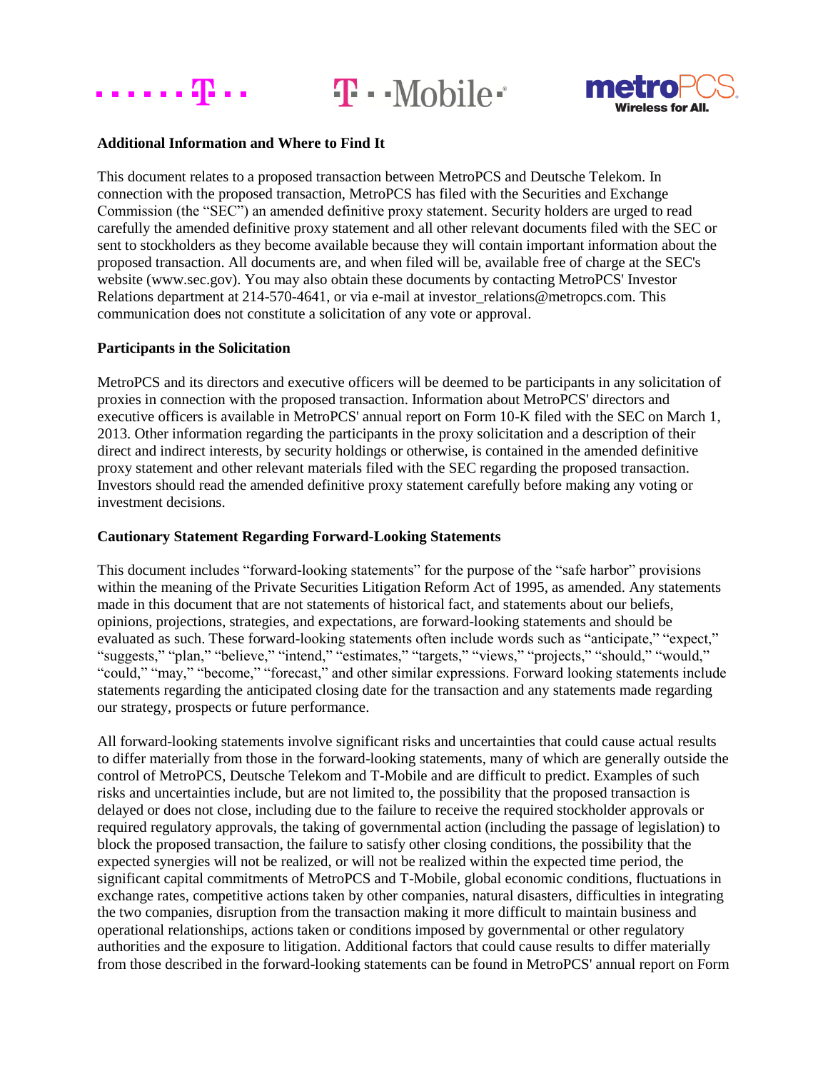**Additional Information and Where to Find It**

This document relates to a proposed transaction between MetroPCS and Deutsche Telekom. In connection with the proposed transaction, MetroPCS has filed with the Securities and Exchange Commission (the "SEC") an amended definitive proxy statement. Security holders are urged to read carefully the amended definitive proxy statement and all other relevant documents filed with the SEC or sent to stockholders as they become available because they will contain important information about the proposed transaction. All documents are, and when filed will be, available free of charge at the SEC's website (www.sec.gov). You may also obtain these documents by contacting MetroPCS' Investor Relations department at 214-570-4641, or via e-mail at investor_relations@metropcs.com. This communication does not constitute a solicitation of any vote or approval.

**Participants in the Solicitation**

MetroPCS and its directors and executive officers will be deemed to be participants in any solicitation of proxies in connection with the proposed transaction. Information about MetroPCS' directors and executive officers is available in MetroPCS' annual report on Form 10-K filed with the SEC on March 1, 2013. Other information regarding the participants in the proxy solicitation and a description of their direct and indirect interests, by security holdings or otherwise, is contained in the amended definitive proxy statement and other relevant materials filed with the SEC regarding the proposed transaction. Investors should read the amended definitive proxy statement carefully before making any voting or investment decisions.

**Cautionary Statement Regarding Forward-Looking Statements**

This document includes "forward-looking statements" for the purpose of the "safe harbor" provisions within the meaning of the Private Securities Litigation Reform Act of 1995, as amended. Any statements made in this document that are not statements of historical fact, and statements about our beliefs, opinions, projections, strategies, and expectations, are forward-looking statements and should be evaluated as such. These forward-looking statements often include words such as "anticipate," "expect," "suggests," "plan," "believe," "intend," "estimates," "targets," "views," "projects," "should," "would," "could," "may," "become," "forecast," and other similar expressions. Forward looking statements include statements regarding the anticipated closing date for the transaction and any statements made regarding our strategy, prospects or future performance.

All forward-looking statements involve significant risks and uncertainties that could cause actual results to differ materially from those in the forward-looking statements, many of which are generally outside the control of MetroPCS, Deutsche Telekom and T-Mobile and are difficult to predict. Examples of such risks and uncertainties include, but are not limited to, the possibility that the proposed transaction is delayed or does not close, including due to the failure to receive the required stockholder approvals or required regulatory approvals, the taking of governmental action (including the passage of legislation) to block the proposed transaction, the failure to satisfy other closing conditions, the possibility that the expected synergies will not be realized, or will not be realized within the expected time period, the significant capital commitments of MetroPCS and T-Mobile, global economic conditions, fluctuations in exchange rates, competitive actions taken by other companies, natural disasters, difficulties in integrating the two companies, disruption from the transaction making it more difficult to maintain business and operational relationships, actions taken or conditions imposed by governmental or other regulatory authorities and the exposure to litigation. Additional factors that could cause results to differ materially from those described in the forward-looking statements can be found in MetroPCS' annual report on Form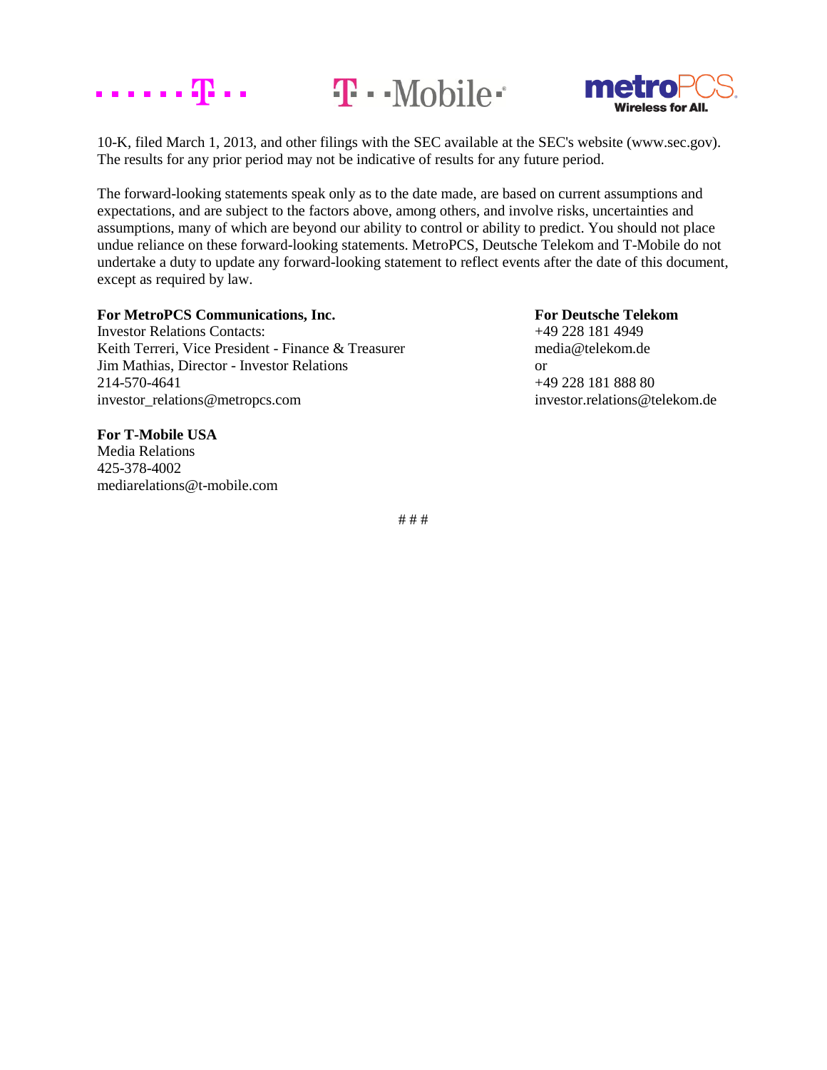10-K, filed March 1, 2013, and other filings with the SEC available at the SEC's website (www.sec.gov). The results for any prior period may not be indicative of results for any future period.

The forward-looking statements speak only as to the date made, are based on current assumptions and expectations, and are subject to the factors above, among others, and involve risks, uncertainties and assumptions, many of which are beyond our ability to control or ability to predict. You should not place undue reliance on these forward-looking statements. MetroPCS, Deutsche Telekom and T-Mobile do not undertake a duty to update any forward-looking statement to reflect events after the date of this document, except as required by law.

**For MetroPCS Communications, Inc.**
Investor Relations Contacts:
Keith Terreri, Vice President - Finance & Treasurer
Jim Mathias, Director - Investor Relations
214-570-4641
investor_relations@metropcs.com

**For Deutsche Telekom**
+49 228 181 4949
media@telekom.de
or
+49 228 181 888 80
investor.relations@telekom.de

**For T-Mobile USA**
Media Relations
425-378-4002
mediarelations@t-mobile.com

# # #